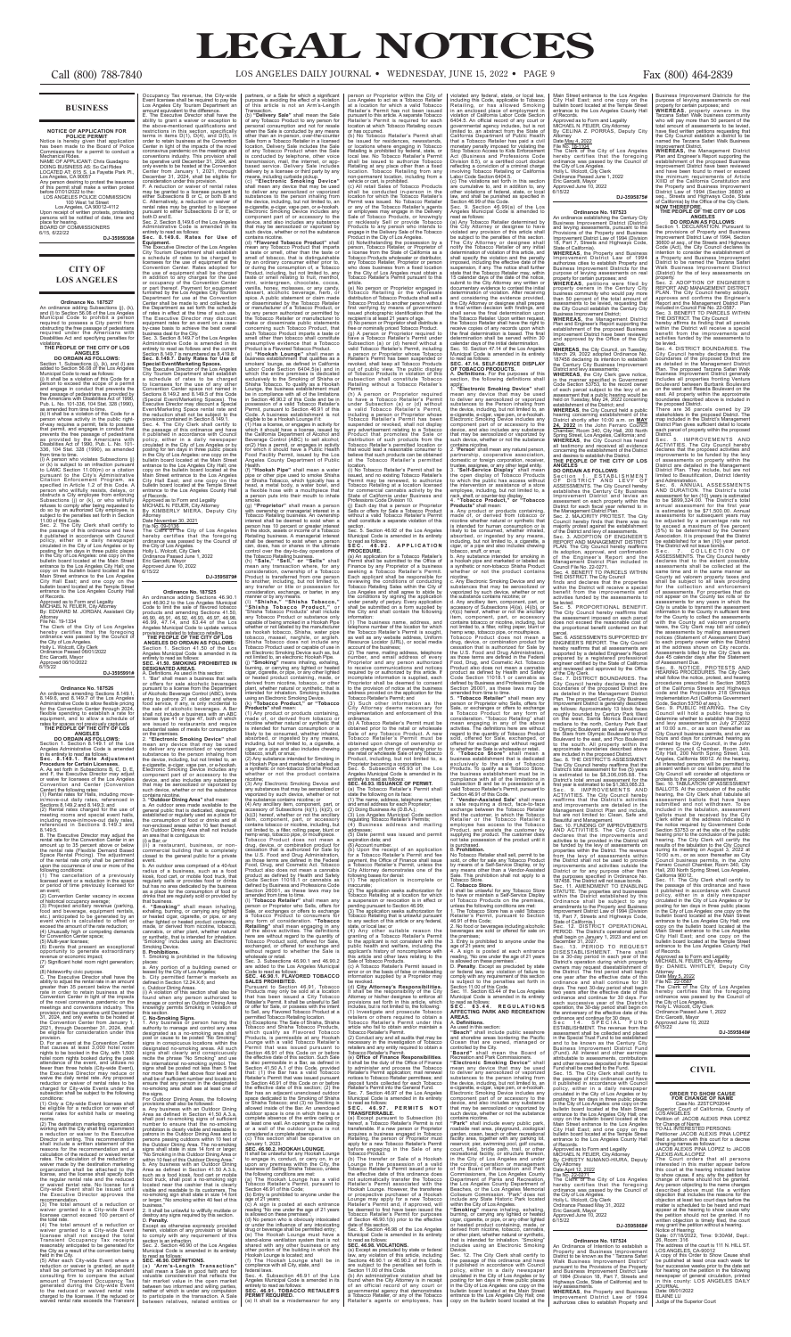## BUSINESS

**NOTICE OF APPLICATION FOR POLICE PERMIT**

Notice is hereby given that application has been made to the Board of Police Commissioners for a permit to conduct a Mechanical Rides.

NAME OF APPLICANT: Chris Saldingo

DOING BUSINESS AS: So-Cal Rides

LOCATED AT: 615 S. La Fayette Park Pl., Los Angeles, CA 90057

Any person desiring to protest the issuance of this permit shall make a written protest before 07/01/2022 to the:

LOS ANGELES POLICE COMMISSION
100 West 1st Street
Los Angeles, CA 90012-4112

Upon receipt of written protest, protesting person will be notified of date, time and place for hearing.

BOARD OF COMMISSIONERS

6/15, 6/22/22

**DJ-3595636#**

## CITY OF LOS ANGELES

**Ordinance No. 187527**

An ordinance adding Subsection (j), (k), and (l) to Section 56.08 of the Los Angeles Municipal Code to prohibit a person required to take a certain action from obstructing the free passage of pedestrians required under the Americans with Disabilities Act and specifying penalties for violation.

**THE PEOPLE OF THE CITY OF LOS ANGELES DO ORDAIN AS FOLLOWS:**

Section 1. Subsections (j), (k), and (l) are added to Section 56.08 of the Los Angeles Municipal Code to read as follows:

(j) It shall be a violation of this Code for a person to exceed the scope of a permit and engage in conduct that prevents the free passage of pedestrians as provided by the Americans with Disabilities Act of 1990, Pub. L. No. 101-336, 104 Stat. 328 (1990), as amended from time to time.

(k) It shall be a violation of this Code for a person whose activity in the public right-of-way requires a permit, to possess that permit, and engages in conduct that prevents the free passage of pedestrians as provided by the Americans with Disabilities Act of 1990, Pub. L. No. 101-336, 104 Stat. 328 (1990), as amended from time to time.

(l) A person who violates Subsections (j) or (k) is subject to an infraction pursuant to LAMC Section 11.00(m) or a citation pursuant to the City's Administrative Citation Enforcement Program, as specified in Section 11.2.01. Any person who wilfully resists, delays, or obstructs a City employee from enforcing Subsections (j) or (k), or who willfully refuses to comply after being requested to do so by an authorized City employee, is subject to the penalties set forth in Section 11.00 of this Code.

Sec. 2. The City Clerk shall certify to the passage of this ordinance and have it published in accordance with Council policy, either in a daily newspaper circulated in the City of Los Angeles or by posting for ten days in three public places in the City of Los Angeles: one copy on the bulletin board located at the Main Street entrance to the Los Angeles City Hall; one copy on the bulletin board located at the Main Street entrance to the Los Angeles City Hall East; and one copy on the bulletin board located at the Temple Street entrance to the Los Angeles County Hall of Records.

Approved as to Form and Legality
MICHAEL N. FEUER, City Attorney
By: EDWARD M. JORDAN, Assistant City Attorney
File No. 21-1334

The Clerk of the City of Los Angeles hereby certifies that the foregoing ordinance was passed by the Council of the City of Los Angeles.

Holly L. Wolcott, City Clerk
Ordinance Passed 06/01/2022
Eric Garcetti, Mayor
Approved 06/10/2022

6/15/22

**DJ-3595691#**

**Ordinance No. 187526**

An ordinance amending Sections 8.149.1, 8.149.6, and 8.149.7 of the Los Angeles Administrative Code to allow flexible pricing for the Convention Center through 2024, flexible spending to establish a rate for equipment, and to allow a schedule of rates for special events and city usage.

**THE PEOPLE OF THE CITY OF LOS ANGELES DO ORDAIN AS FOLLOWS:**

Section 1. Section 8.149.1 of the Los Angeles Administrative Code is amended in its entirety to read as follows:

**Sec. 8.149.1. Rental Adjustment Procedure for Certain Licensees.**

A. As set forth in Subsections B, C, D, E, and F, the Executive Director may adjust or waive for licensees of the Los Angeles Convention Center (Convention Center) the following rates:

(1) Rental rates for halls, including move-in/move-out daily rates, referenced in Sections 8.149.2 and 8.149.3; and

(2) Rental rates for the daily use of meeting rooms and special event halls, including move-in/move-out daily rates, referenced in Sections 8.149.3 and 8.149.5.

B. The Executive Director may reduce the rental rate for the Convention Center in an amount up to 35 percent above or below the rental rate (Flexible Demand Based Space Rental Pricing). The adjustment of the rental rate shall be determined upon the occurrence of one or more of the following conditions:

(1) The cancellation of a previously licensed event or a reduction in the space or period of time previously licensed for an event;

(2) Convention Center vacancy in excess of historical occupancy average;

(3) Projected ancillary revenue (parking, food and beverage, equipment rentals, etc.) anticipated to be generated by an event, which is calculated to offset or exceed the amount of the rate reduction;

(4) Unusually high or compelling demand for Convention Center space;

(5) Multi-year licenses;

(6) Events that present an exceptional opportunity to generate extraordinary revenue or economic impact;

(7) Significant hotel room night generation; and

(8) Noteworthy civic purpose.

C. The Executive Director shall have the ability to adjust the rental rate in an amount greater than 35 percent below the rental rate in order to retain business at the Convention Center during the duration of the novel coronavirus pandemic and the resulting economic uncertainty. This provision shall be operative until December 31, 2024, and only events to be hosted at the Convention Center from January 1, 2021, through December 31, 2024, shall be eligible for consideration under this provision.

D. For an event at the Convention Center that books at least 3,000 hotel room nights to be booked in the City, with 1,500 hotel room nights booked during the peak attendance of the event, and utilizes no fewer than three halls (City-wide Event), the Executive Director may reduce or waive the daily rental rate. Any proposed reduction or waiver of rental rates to be charged for City-wide Events under this subsection shall be subject to the following conditions:

(1) Only a City-wide Event licensee shall be eligible for a reduction or waiver of rental rates for exhibit halls or meeting rooms.

(2) The destination marketing organization working with the City shall first recommend a reduction or waiver. The recommendation shall include a written statement of the reasons for the recommendation and a calculation of the reduced or waived rental rates. The calculation of the reduction or waiver made by the destination marketing organization shall be attached to the license, and the license shall specify both the regular rental rate and the reduced or waived rental rate. No license for a City-wide Event shall be issued until the Executive Director approves the recommendation.

(3) The total amount of a reduction or waiver of rent for a City-wide Event licensee cannot exceed 100 percent of the total rate due.

(4) The total amount of a reduction or waived granted to a City-wide Event licensee shall not exceed the sum of Transient Occupancy Tax receipts reasonably anticipated to be generated for the City as a result of the convention being held in the City.

(5) After each City-wide Event where a reduction or waiver is granted, an audit shall be performed by an independent consulting firm to compare the actual amount of Transient Occupancy Tax generated during the City-wide Event to the reduced or waived rental rate charged to the licensee. If the reduced or waived rental rate exceeds the Transient Occupancy Tax revenue, the City-wide Event licensee shall be required to pay the Los Angeles City Tourism Department an amount equivalent to the difference.

E. The Executive Director shall have the ability to grant a waiver or exception to the above-mentioned qualifications and restrictions in this section, specifically terms in items D(1), D(3), and D(5), in order to retain business at the Convention Center in light of the impacts of the novel coronavirus pandemic on the meetings and conventions industry. This provision shall be operative until December 31, 2024, and only events to be hosted at the Convention Center from January 1, 2021, through December 31, 2024, shall be eligible for consideration under this provision.

F. A reduction or waiver of rental rates may be granted to a licensee pursuant to either Subsections B or C, or both B and C. Alternatively, a reduction or waiver of rental rates may be granted to a licensee pursuant to either Subsections D or E, or both D and E.

Sec. 2. Section 8.149.6 of the Los Angeles Administrative Code is amended in its entirety to read as follows:

**Sec. 8.149.6. Rates for Use of Equipment.**

The Executive Director of the Los Angeles City Tourism Department shall establish a schedule of rates to be charged to licensees for the use of any Convention Center equipment. Rates adopted for the use of equipment shall be charged in addition to any charges for the use or occupancy of the Convention Center or part thereof. Payment for equipment furnished by the Los Angeles City Tourism Department for use at the Convention Center shall be made to and collected by the Department as set forth the schedule of rates in effect at the time of such use. The Executive Director may discount equipment rental rates on a case-by-case basis to achieve the best overall business deal.

Sec. 3. Section 8.149.7 of the Los Angeles Administrative Code is amended in its entirety to read as follows and, Section 8.149.7 is renumbered as 8.149.8:

**Sec. 8.149.7. Daily Rates for Use of Special Event/Meeting Spaces.**

The Executive Director of the Los Angeles City Tourism Department shall establish a schedule of rates to be charged to licensees for the use of any other Convention Center space not named in Sections 8.149.2 and 8.149.3 of this Code for Special Event/Meeting Spaces. The Executive Director may discount a Special Event/Meeting Space rental rate and the reduction shall not be subject to the provisions contained in Section 8.149.1.

Sec. 4. The City Clerk shall certify to the passage of this ordinance and have it published in accordance with Council policy, either in a daily newspaper circulated in the City of Los Angeles or by posting for ten days in three public places in the City of Los Angeles: one copy on the bulletin board located at the Main Street entrance to the Los Angeles City Hall; one copy on the bulletin board located at the Main Street entrance to the Los Angeles City Hall East; and one copy on the bulletin board located at the Temple Street entrance to the Los Angeles County Hall of Records.

Approved as to Form and Legality
MICHAEL N. FEUER, City Attorney
By: KIMBERLY MIERA, Deputy City Attorney
Date November 30, 2021
File No. 09-1115

The Clerk of the City of Los Angeles hereby certifies that the foregoing ordinance was passed by the Council of the City of Los Angeles.

Holly L. Wolcott, City Clerk
Ordinance Passed June 1, 2022
Eric Garcetti, Mayor
Approved June 10, 2022

6/15/22

**DJ-3595579#**

**Ordinance No. 187525**

An ordinance adding Sections 46.90.1 and 46.90.2 to the Los Angeles Municipal Code to limit the sale of flavored tobacco products and amending Sections 41.50, 46.90, 46.91, 46.92, 46.93, 46.97, 46.98, 46.99, 47.14, and 63.44 of the Los Angeles Municipal Code to update various provisions related to tobacco retailing.

**THE PEOPLE OF THE CITY OF LOS ANGELES DO ORDAIN AS FOLLOWS:**

Section 1. Section 41.50 of the Los Angeles Municipal Code is amended in its entirety to read as follows:

**SEC. 41.50. SMOKING PROHIBITED IN DESIGNATED AREAS.**

A. Definitions. As used in this section:

1. "Bar" shall mean a business that sells or offers for sale alcoholic beverages pursuant to a license from the Department of Alcoholic Beverage Control (ABC), limits entry to patrons 21 years of age and older, and in which food service, if any, is only incidental to the sale of alcoholic beverages. A Bar shall not include a business with an ABC license type 41 or type 47, both of which are issued to restaurants and require substantial sales of meals for consumption on the premises.

2. "Electronic Smoking Device" shall mean any device that may be used to deliver any aerosolized or vaporized substance to the person inhaling from the device, including, but not limited to, an e-cigarette, e-cigar, vape pen, or e-hookah. Electronic Smoking Device includes any component part of or accessory to the device, and also includes any substance that may be aerosolized or vaporized by such device, whether or not the substance contains nicotine.

3. "Outdoor Dining Area" shall mean:

a. An outdoor area made available to the general public for a restaurant or eating establishment or regularly used as a place for the consumption of food or drinks and all non-enclosed areas within 10 feet thereof. An Outdoor Dining Area shall not include an area that is used solely:

(i) a Bar; or

(ii) a restaurant, business, or non-commercial building that is completely closed to the general public for a private event.

b. An outdoor area comprised of a 40-foot radius of a business, such as a food kiosk, food cart, or mobile food truck, that regularly sells or provides food or drinks but has no area dedicated by the business as a place for the consumption of food or drinks that are regulated in the vicinity of that business.

4. "Smoking" shall mean inhaling, exhaling, burning, or carrying any lighted or heated cigarette, cigar, or pipe, or any other lighted or heated product, whether made, or derived from nicotine, tobacco, cannabis, or other plant, whether natural or synthetic, that is intended for inhalation. "Smoking" includes using an Electronic Smoking Device.

B. Prohibitions.

1. Smoking is prohibited in the following places:

a. Any portion of a building owned or leased by the City of Los Angeles;

b. City permitted farmer's markets as defined in Section 12.24 X.8; and

c. Outdoor Dining Areas.

2. A violation of this section shall also be found when any other person authorized to manage or control an Outdoor Dining Area knowingly permits Smoking in violation of this section.

C. No-Smoking Signs.

1. Any business or person having the authority to manage and control any area designated as a no-smoking area shall post or cause to be posted "No Smoking" signs in conspicuous locations with the recognized no-smoking symbol. The signs shall clearly and conspicuously recite the phrase "No Smoking" and use the international no-smoking symbol. The signs shall be posted not less than 5 feet nor more than 8 feet above floor level and shall be of sufficient number and located to ensure that any person within or near the no-smoking area shall see at least one of the signs.

For Outdoor Dining Areas, the following provisions shall also be followed:

a. Any business with an Outdoor Dining Area as defined in Section 41.50 A.3.a. shall post no-smoking signs of sufficient number to ensure that the no-smoking prohibition is clearly visible and readable to patrons in the Outdoor Dining Area and to persons passing outdoors within 10 feet of the Outdoor Dining Area. The no-smoking signs shall state in size 14 font or larger: "No Smoking in this Outdoor Dining Area or within 10 feet of this Outdoor Dining Area."

b. Any business with an Outdoor Dining Area as defined in Section 41.50 A.3.b. such as a food kiosk, food cart or mobile food truck, shall post a no-smoking sign located near the cashier that is clearly visible and readable to its customers. The no-smoking sign shall state in size 14 font or larger: "No smoking within 40 feet of this business."

2. It shall be unlawful to willfully mutilate or destroy any signs required by this section.

D. Penalty.

Except as otherwise expressly provided herein, violation of any provision or failure to comply with any requirement of this section is an infraction.

Sec. 2. Section 46.90 of the Los Angeles Municipal Code is amended in its entirety to read as follows:

**SEC. 46.90. DEFINITIONS.**

(a) "Arm's-Length Transaction" shall mean a Sale in good faith and for valuable consideration that reflects the fair market value in the open market between two informed and willing parties, neither of which is under any compulsion to participate in the transaction. A Sale between relatives, related companies or partners, or a Sale for which a significant purpose is avoiding the effect of violations of this article is not an Arm's-Length Transaction.

(b) "Delivery Sale" shall mean the Sale of any Tobacco Product to any person for personal consumption and not for resale when the Sale is conducted by any means other than an in-person, over-the-counter Sale from a Tobacco Retailer in a licensed location. Delivery Sale includes the Sale of any Tobacco Product when the Sale is conducted by telephone, other voice transmission, mail, or any other remote-based service. Delivery Sale includes delivery by a licensee or third party by any means, including curbside pickup.

(c) "Electronic Smoking Device" shall mean any device that may be used to deliver any aerosolized or vaporized substance to the person inhaling from the device, including, but not limited to, an e-cigarette, e-cigar, vape pen, or e-hookah. Electronic Smoking Device includes any component part of or accessory to the device, and also includes any substance that may be aerosolized or vaporized by such device, whether or not the substance contains nicotine.

(d) "Flavored Tobacco Product" shall mean any Tobacco Product that imparts a taste or smell, other than the taste or smell of tobacco, that is distinguishable by an ordinary consumer either prior to, or during the consumption of, a Tobacco Product, including, but not limited to, any taste or smell relating to fruit, menthol, mint, wintergreen, chocolate, cocoa, vanilla, honey, molasses, or any candy, dessert, alcoholic beverage, herb, or spice. A public statement or claim made or disseminated by the Tobacco Retailer or manufacturer of a Tobacco Product, or by any person authorized or permitted by the Tobacco Retailer or manufacturer to make or disseminate public statements concerning such Tobacco Product, that such Tobacco Product imparts a taste or smell other than tobacco shall constitute presumptive evidence that a Tobacco Product is a Flavored Tobacco Product.

(e) "Hookah Lounge" shall mean a business establishment that qualifies as a smokers' lounge, as defined in California Labor Code Section 6404.5(e) and in California Business and Professions Code Section 22962, and is used primarily or exclusively in the Smoking of Shisha or Shisha Tobacco. To qualify as a Hookah Lounge, the business establishment must be in compliance with all of the limitations set forth in this article and must be in possession of a valid Tobacco Retailer's Permit, pursuant to Section 46.91 of this Code. A business establishment is not eligible to be a Hookah Lounge if it:

(1) has a license, or engages in activity for which it would have a license, issued by the California Department of Alcoholic Beverage Control (ABC) to sell alcohol; or

(2) Has a permit or engages in activity for which it would have a Public Health Food Facility Permit, issued by the Los Angeles County Department of Public Health.

(f) "Hookah Pipe" shall mean a water pipe or other pipe used to smoke Shisha or Shisha Tobacco, usually having a bowl for holding the substance to be smoked and a flexible hose with a mouthpiece that a person puts into their mouth to inhale smoke.

(g) "Proprietor" shall mean a person with an ownership or managerial interest in a Tobacco Retailing business. An ownership interest shall be deemed to exist when a person has 10 percent or greater interest in the stock, assets, or income of a Tobacco Retailing business. A managerial interest shall be deemed to exist when a person can, does, has or shares in the ultimate control over the day-to-day operations of the Tobacco Retailing business.

(h) "Sale," "Sell," or "Sold" shall mean any transaction where, for any consideration, ownership of a Tobacco Product is transferred from one person to another, including, but not limited to, any transfer or title or possession for consideration, exchange, or barter, in any manner or by any means.

(i) "Shisha," "Shisha Tobacco," or "Shisha Tobacco Product" shall include any Tobacco Product or substance with or without tobacco or nicotine, whether or not labeled by the manufacturer as hookah tobacco, Shisha, water pipe tobacco, maassel, narghile, or argileh. Shisha Tobacco does not include any substance that is heated or vaporized in an Electronic Smoking Device such as, but not limited to, an electronic Hookah Pipe.

(j) "Smoking" means inhaling, exhaling, burning, or carrying any lighted or heated cigarette, cigar, pipe, or any other lighted or heated product containing, made, or derived from nicotine, tobacco, cannabis, or other plant, whether natural or synthetic, that is intended for inhalation. Smoking includes circumstances in which a Tobacco Product is heated, whether or not the substance contains nicotine.

(k) "Tobacco Product" shall mean:

(1) Any product or products containing, made of, or derived from tobacco or nicotine that is intended for human consumption or is likely to be consumed, whether inhaled, absorbed, or ingested by any means, including, but not limited to, a cigarette, a cigar, pipe tobacco, chewing tobacco, snuff, or snus, or Shisha Tobacco including those intended for Smoking in a Hookah Pipe and marketed or labeled as a synthetic or non-tobacco Shisha Product whether or not the product contains nicotine.

(2) Any Electronic Smoking Device and any substances that may be aerosolized or vaporized by such device, whether or not the substance contains nicotine.

(3) Any ancillary item, component, part, or accessory of Subsections (k)(1), (k)(2) or (k)(3) hereof, whether or not any item, component, part, or accessory contains tobacco or nicotine, including, but not limited to, filters, rolling paper, blunt or hemp wraps, tobacco pipes or mouthpieces.

Tobacco Product does not mean a drug, device, or combination product for smoking cessation authorized for Sale by the U.S. Food and Drug Administration, as those terms are defined in the Federal Food, Drug, and Cosmetic Act. Tobacco Product does not mean a cannabis product as defined by Health and Safety Code Section 11018.1 or cannabis as defined by Business and Professions Code Section 26001, as these laws may be amended from time to time.

(l) "Tobacco Retailer" shall mean any person or Proprietor who Sells, offers for Sale, or exchanges or offers to exchange a Tobacco Product for any form of consideration. "Tobacco Retailer" and "Tobacco Retailing" shall mean engaging in any of the above activities. The definitions here are without regard to the quantity of Tobacco Product sold, offered for Sale, exchanged, or offered for exchange and without regard to whether it is sold for retail or wholesale.

Sec. 3. Subsections 46.90.1 and 46.90.2 are added to the Los Angeles Municipal Code to read as follows:

**SEC. 46.90.1. FLAVORED TOBACCO SALES PROHIBITED.**

Pursuant to Section 46.91, Flavored Products may only be sold at a location in which at least one Tobacco Retailer's Permit. It shall be unlawful to Sell, or offer for Sale, or possess with the intent to Sell, any Flavored Tobacco Product at a permitted Tobacco Retailing location.

The prohibition of the Sale of Shisha, Shisha Tobacco and Shisha Tobacco Products, which qualify as Flavored Tobacco Products, is permissible at any Hookah Lounge with a valid Tobacco Retailer's Permit, pursuant to Section 46.91 of this Code on or before the effective date of this section. Such Sale is also permissible in a Bar, as defined in Section 41.50 A.1. of this Code, provided the Bar is in possession of a Tobacco Retailer's Permit that was issued pursuant to Section 46.91 of this Code on or before the effective date of this section; (2) the Bar has an adjacent unenclosed outdoor space; (3) the Bar is in compliance with state law; and (4) no Smoking of any flavored inside the Bar. An unenclosed outdoor space is one in which there is a complete absence of the entire ceiling or at least one wall. An opening in the ceiling or a wall of the outdoor space is not considered a complete absence.

(c) This section shall be operative on January 1, 2023.

**SEC. 46.90.2. HOOKAH LOUNGE.**

It shall be unlawful for any Hookah Lounge to engage in, consent to, or allow in or upon any premises within the City, the business of Selling Shisha Tobacco, unless the following conditions are met:

(a) The Hookah Lounge has a valid Tobacco Retailer's Permit, pursuant to Section 46.91 of this Code.

(b) Entry is prohibited to anyone under the age of 21 years.

(c) A sign is posted at each entrance stating, "No one under the age of 21 years is allowed on these premises".

(d) No person who is obviously intoxicated or under the influence of any intoxicating drug or beverage shall be permitted entry.

(e) The Hookah Lounge must be a stand-alone ventilation system that is not shared with any other businesses or any other portion of the building in which the Hookah Lounge is located.

(f) The Hookah Lounge shall be in compliance with all City, state, and federal laws.

Sec. 4. Subsection 46.91 of the Los Angeles Municipal Code is amended in its entirety to read as follows:

**SEC. 46.91. TOBACCO RETAILER'S PERMIT REQUIRED.**

(a) It shall be a misdemeanor for any person or Proprietor within the City of Los Angeles to act as a Tobacco Retailer at a location for which a valid Tobacco Retailer's Permit has not been issued pursuant to this article. A separate Tobacco Retailer's Permit is required for each location at which Tobacco Retailing occurs or has occurred.

(b) No Tobacco Retailer's Permit shall be issued for residences, newsstands, or locations where engaging in Tobacco Retailing is prohibited by federal, state, or local law. No Tobacco Retailer's Permit shall be issued for a mobile Tobacco Retailing at any place other than a fixed location. Tobacco Retailing from any non-permanent location, including from a vehicle or cart, is prohibited.

(c) All Sales of Tobacco Products shall be conducted in-person in the location for which the Tobacco Retailer's Permit was issued. No Tobacco Retailer or any of the Tobacco Retailer's agents or employees shall engage in a Delivery Sale of Tobacco Products, or knowingly or recklessly Sell or provide Tobacco Products to any person who intends to engage in the Delivery Sale of the Tobacco Products of the City of Los Angeles.

(d) Notwithstanding the possession by a Tobacco Retailer of a Tobacco Retailer's license from the State of California as a Tobacco Products wholesaler or distributor, any Tobacco Retailer, Proprietor or person who does business from a fixed location in the City is required to obtain a valid Tobacco Retailer's permit pursuant to this article.

(e) Notwithstanding the foregoing, any Tobacco Retailer or Proprietor who has received a Tobacco Retailer's Permit shall not transfer any Tobacco Product to another person without verifying, by means of government-issued photographic identification, that the recipient is at least 21 years of age.

(f) No person or Proprietor whose Tobacco Retailer's Permit issued pursuant to (a) or (d) hereof is suspended or revoked shall engage in Tobacco Retailing, and any violation of this subsection shall constitute Tobacco Retailing without a Tobacco Retailer's Permit.

(g) A person or Proprietor required to have a Tobacco Retailer's Permit under Subsection (a) or (d) of this section, including a person or Proprietor whose Tobacco Retailer's Permit is suspended or revoked, shall not display any advertisement relating to Tobacco Products that promotes the Sale or distribution of such products from the Tobacco Retailer's permitted location or that would lead a reasonable consumer to believe that such products can be obtained at that location.

(h) No Tobacco Retailer's Permit shall be issued, and no existing Tobacco Retailer's Permit may be renewed, to authorize Tobacco Retailing at any location that is used for commercial cannabis activity by the State of California under Business and Professions Code Division 10.

(i) Each day that a person or Proprietor Sells or offers for Sale a Tobacco Product without a valid Tobacco Retailer's Permit shall constitute a separate violation of this section.

Sec. 5. Section 46.92 of the Los Angeles Municipal Code is amended in its entirety to read as follows:

**SEC. 46.92. APPLICATION PROCEDURE.**

(a) An application for a Tobacco Retailer's Permit shall be submitted to the Office of Finance by any Proprietor of a business seeking a Tobacco Retailer's Permit. Each applicant shall be responsible for reviewing the conditions of conducting Tobacco Retailing Sales within the City of Los Angeles and shall agree to abide by the conditions under the permit, under penalty of perjury. Every application shall be submitted on a form supplied by the City and shall contain the following information:

(1) The name, mailing address, telephone number, and email address of every Proprietor and any person authorized to receive communications and notices (the "Authorized Agent") from the City. If incomplete information is supplied, each Proprietor shall be deemed to consent to the provision of notice at the business address provided on the application for the Tobacco Retailer's Permit.

(2) The business name, address, and telephone number for the location for which the Tobacco Retailer's Permit is sought, as well as any website address, Uniform Resource Locator (URL), or social media account for the business;

(3) Such other information as the City Attorney deems necessary for implementation and enforcement of this ordinance.

(b) A Tobacco Retailer's Permit shall be obtained prior to the retail or wholesale Sale of any Tobacco Product. A new Tobacco Retailer's Permit shall be obtained upon change of ownership or upon change in location of the business or the retail or wholesale Sale of any Tobacco Product, including Sale of the business by the Proprietor becoming a corporation.

Sec. 6. Subsection 46.93 of the Los Angeles Municipal Code is amended in its entirety to read as follows:

**SEC. 46.93. ISSUANCE OF PERMIT.**

(a) The Tobacco Retailer's Permit shall state the following on its face:

(1) The name, address, telephone number, and email address for each Proprietor;

(2) The name of the business;

(3) Los Angeles Municipal Code section authorizing Tobacco Retailer's Permits;

(4) Business address and mailing address;

(5) Date permit was issued and permit expiration date; and

(6) Account number.

(b) Upon the receipt of an application for a Tobacco Retailer's Permit and fee required by this article, the Office of Finance shall issue a Tobacco Retailer's Permit, unless the Office of Finance or the City Attorney determines any of the following bases for denial:

(1) The application is incomplete or inaccurate;

(2) The application seeks authorization for Tobacco Retailing at a location for which a suspension or revocation is in effect or pending pursuant to Section 46.98; or

(3) The application seeks authorization for Tobacco Retailing that is unlawful pursuant to any provision of this Code, or any other state, or local law; or

(4) Any other suitable reason the granting of a Tobacco Retailer's Permit would undermine the intent of this section, such as; adequacy of the applicant's relevant history of noncompliance with this article and other laws relating to the Sale of Tobacco Products.

(c) A Tobacco Retailer's Permit issued in error or on the basis of false or misleading information supplied by a Proprietor may be revoked.

(d) City Attorney's Responsibilities. It shall be the responsibility of the City Attorney to enforce and implement the provisions set forth in this article, which includes, but is not limited to, the following:

(1) Investigate and prosecute Tobacco Retailers or others required to obtain a Tobacco Retailer's Permit under this article who fail to obtain and/or maintain a Tobacco Retailer's Permit;

(2) Conduct any and all audits that may be necessary in the investigation of Tobacco Retailers or Proprietors;

(3) Take reasonable steps to implement and administer regular compliance checks to ensure all Tobacco Retailers and Proprietors comply with this article; and

(e) Office of Finance Responsibilities. It shall be the duty of the Office of Finance to administer and process the Tobacco Retailer's Permit applications and renewals, collect fees, and shall notify the City Attorney of the receipt of any fees collected for each Tobacco Retailer's Permit into the General Fund.

Sec. 7. Section 46.97 of the Los Angeles Municipal Code is amended in its entirety to read as follows:

**SEC. 46.97. PERMITS NOT TRANSFERABLE.**

(a) Except pursuant to Section 46.98, a Tobacco Retailer's Permit is not transferable. If a new person or Proprietor acquires the business conducting Tobacco Retailing, the person or Proprietor must apply for a new Tobacco Retailer's Permit before engaging in the Sale of any Tobacco Product.

(b) The transfer or Sale of a Hookah Lounge in the possession of a valid Tobacco Retailer's Permit issued prior to the effective date of this ordinance shall not disqualify the Tobacco Retailer's Permit associated with the Hookah Lounge. However, the transferee or prospective purchaser of a Hookah Lounge may apply for a new Tobacco Retailer's Permit and, if approved, will be deemed to be the new permittee and the Tobacco Retailer's Permit for purposes of Section 46.90.1(b) prior to the effective date of this section.

Sec. 8. Section 46.98 of the Los Angeles Municipal Code is amended in its entirety to read as follows:

**SEC. 46.98. VIOLATIONS.**

(a) Except as provided by state or federal law, any violation of this article, including Sections 46.90.1, 46.90.2, or 46.91 of this Code, is subject to the penalties set forth in Section 11.00 of this Code.

(b) An administrative violation shall be found when the City Attorney in receipt of an official record of any court or governmental agency that demonstrates a Tobacco Retailer's Proprietors, or Tobacco Retailer's agents or employees, has violated any federal, state, or local law, including this Code, applicable to Tobacco Retailing, or has allowed Smoking in an enclosed place of employment in violation of California Labor Code Section 6404.5. An official record of any court or governmental agency includes, but is not limited to, an abstract from the State of California Department of Public Health that a Tobacco Retailer has paid a civil monetary penalty imposed for violating the Stop Tobacco Access to Kids Enforcement Act (Business and Professions Code Section 22950 et seq.), or an abstract reflecting a conviction of a criminal charge involving Tobacco Retailing or California Labor Code Section 6404.5.

(c) The violations set forth in this section are cumulative, and in addition to, any other violations of federal, state, or local law, and shall be punished as specified in Section 46.99 of this Code.

Sec. 9. Section 46.99(a) of the Los Angeles Municipal Code is amended to read as follows:

(a) Any Tobacco Retailer determined by the City Attorney or designee to have violated any provision of this article shall be subject to the penalties of this section. The City Attorney or designee shall issue a Tobacco Retailer notice of any initial determination of violation of this article, and shall specify the violation and the penalty imposed, including the effective date of the suspension, if any. The notice shall further state that the Tobacco Retailer shall, within 15 calendar days of the date of the notice, submit to the City Attorney written or documentary evidence to contest the initial determination of violation. After receiving and considering the evidence submitted, the City Attorney or designee shall prepare a final written decision with findings, and shall serve the final determination upon the Tobacco Retailer. Upon written request, the Tobacco Retailer shall be entitled to receive copies of any records upon which the final determination is based. The final determination shall be served within 30 calendar days of the initial determination.

Sec. 10. Section 47.14 of the Los Angeles Municipal Code is amended in its entirety to read as follows:

**SEC. 47.14. SELF-SERVICE DISPLAY OF TOBACCO PRODUCTS.**

(a) Definitions. For purposes of this section, the following definitions shall apply:

(1) "Electronic Smoking Device" shall mean any device that may be used to deliver any aerosolized or vaporized substance to the person inhaling from the device, including, but not limited to, an e-cigarette, e-cigar, vape pen, or e-hookah. Electronic Smoking Device includes any component part of or accessory to the device, and also includes any substance that may be aerosolized or vaporized by such device, whether or not the substance contains nicotine.

(2) "Person" shall mean any natural person, partnership, cooperative association, corporation, personal representative, receiver, trustee, assignee, or any other legal entity.

(3) "Self-Service Display" shall mean the open display of Tobacco Products to which the public has access without the intervention of a Tobacco Retailer or a Tobacco Retailer's employee, including, but not limited to, a rack, shelf, or counter-top display.

(4) "Tobacco Product," or "Tobacco Products" shall mean:

a. Any product containing, made of, or derived from tobacco or nicotine whether natural or synthetic that is intended for human consumption or is likely to be consumed, whether inhaled, absorbed, or ingested by any other means, including, but not limited to, a cigarette, a cigar, pipe tobacco, chewing tobacco, snuff, or snus;

b. Any Electronic Smoking Device and any substances that may be aerosolized or vaporized by such device, whether or not the substance contains nicotine; or

c. Any ancillary item, component, part, or accessory of Subsections (4)(a), (4)(b) hereof, whether or not any item, component, part, or accessory contains tobacco or nicotine, including, but not limited to, a filter, rolling paper, blunt or hemp wrap, tobacco pipe, or mouthpiece.

Tobacco Product does not mean a drug, device, or combination product for smoking cessation authorized for Sale by the U.S. Food and Drug Administration, as those terms are defined in the Federal Food, Drug, and Cosmetic Act. Tobacco Product does not mean a cannabis product as defined by Health and Safety Code Section 11018.1 or cannabis as defined by Business and Professions Code Section 26001, as these laws may be amended from time to time.

(5) "Tobacco Retailer" shall mean any person or Proprietor who Sells, offers for Sale, or exchanges or offers to exchange a Tobacco Product for any form of consideration. "Tobacco Retailing" shall mean engaging in any of the above activities. The definitions here are without regard to the quantity of Tobacco Product sold, offered for Sale, exchanged, or offered for exchange and without regard to whether it is sold for retail or wholesale.

(6) "Tobacco Store" shall mean a business establishment that is dedicated exclusively to the Sale of Tobacco Products. To qualify as a Tobacco Store, the business establishment must be in compliance with all of the limitations set forth in this article and hold possession of a valid Tobacco Retailer's Permit, pursuant to Section 46.91 of this Code.

(7) "Vendor-Assisted Sale" shall mean a Sale requiring a direct, face-to-face exchange between the Tobacco Retailer and the customer, in which the Tobacco Retailer or the Tobacco Retailer's employee has access to the Tobacco Product, and assists the customer by supplying the Tobacco Product. The customer does not take possession of the product until it is purchased.

(b) Prohibition.

No Tobacco Retailer shall sell, permit to be sold, or offer for sale any Tobacco Product by means of a Self-Service Display, or by any means other than a Vendor-Assisted Sale. This prohibition shall not apply to a Tobacco Store.

(c) Tobacco Stores.

It shall be unlawful for any Tobacco Store to have or maintain a Self-Service Display of Tobacco Products on the premises, unless the following conditions are met:

1. The Tobacco Store has a valid Tobacco Retailer's Permit, pursuant to Section 46.91 of this Code.

2. No food or beverages including alcoholic beverages are sold or offered for sale on the premises.

3. Entry is prohibited to anyone under the age of 21 years.

4. A sign is posted at each entrance reading, "No one under the age of 21 years is allowed on these premises."

(d) Penalty. Except as provided by state or federal law, any violation of any provision of this section is subject to the penalties set forth in Section 11.00 of this Code.

Sec. 11. Section 63.44 of the Los Angeles Municipal Code is amended in its entirety to read as follows:

**SEC. 63.44. REGULATIONS AFFECTING PARK AND RECREATION AREAS.**

A. Definitions.

As used in this section:

"Beach" shall include public seashore and shoreline areas bordering the Pacific Ocean that are owned, managed or controlled by the City.

"Board" shall mean the Board of Recreation and Park Commissioners.

"Electronic Smoking Device" shall mean any device that may be used to deliver any aerosolized or vaporized substance to the person inhaling from the device, including, but not limited to, an e-cigarette, e-cigar, vape pen, or e-hookah. Electronic Smoking Device includes any component part of or accessory to the device, and also includes any substance that may be aerosolized or vaporized by such device, whether or not the substance contains nicotine.

"Park" shall include every public park, recreation area, playground, zoological garden, and all other public land or facility that is owned or controlled by, under the jurisdiction, control and/or management of the Department of Recreation and Parks of the City of Los Angeles and under the control, operation or management of the Board of Recreation and Park Commissioners of the City of Los Angeles, including the Board of Harbor Commissioners, as well as any other beaches under the control of the Los Angeles County Department of Parks and Recreation, Los Angeles County Department of Beaches, and any State Historic Park located within the City of Los Angeles.

"Smoking" shall mean inhaling, exhaling, burning, or carrying any lighted or heated cigarette, cigar, pipe, or any other lighted or heated product containing, made of, or derived from nicotine, tobacco, cannabis, or other plant, whether natural or synthetic, that is intended for inhalation. "Smoking" includes using an Electronic Smoking Device.

Sec. 12. The City Clerk shall certify to the passage of this ordinance and have it published in accordance with Council policy, either in a daily newspaper circulated in the City of Los Angeles or by posting for ten days in three public places in the City of Los Angeles: one copy on the bulletin board located at the Main Street entrance to the Los Angeles City Hall; one copy on the Main Street entrance to the Los Angeles City Hall East; and one copy on the bulletin board located at the Temple Street entrance to the Los Angeles County Hall of Records.

Approved as to Form and Legality
MICHAEL N. FEUER, City Attorney
By CELINA Z. PORRAS, Deputy City Attorney
Date May 4, 2022
File No. 19-1348

The Clerk of The City of Los Angeles hereby certifies that the foregoing ordinance was passed by the Council of the City of Los Angeles.

Holly L. Wolcott, City Clerk
Ordinance Passed June 1, 2022
Eric Garcetti, Mayor
Approved June 10, 2022

6/15/22

**DJ-3595675#**

**Ordinance No. 187523**

An ordinance establishing the Century City Business Improvement District and levying assessments, pursuant to the Provisions of the Property and Business Improvement District Law of 1994 (Division 18, Part 7, Streets and Highways Code, State of California).

**WHEREAS**, the Property and Business Improvement District Law of 1994 authorizes cities to establish Property and Business Improvement Districts to levy assessments on real property for certain purposes; and

**WHEREAS**, petitions were filed by property owners in the Century City Business community who would pay more than 50 percent of the total amount of assessments to be levied, requesting that the Council establish the Century City Business Improvement District;

**WHEREAS**, the Management District Plan and the Engineer's Report for the establishment of the proposed Business Improvement District have been reviewed and approved by the Office of the City Clerk;

**WHEREAS**, the City Council, on Tuesday, March 29, 2022 adopted Ordinance No. 187458 declaring its intention to establish the Century City Business Improvement District and levy assessments;

**WHEREAS**, the City Clerk gave notice, in the manner specified in Government Code Section 53753, to the record owner of each parcel subject to the levy of an assessment that a public hearing would be held on Tuesday, May 24, 2022 concerning establishment of the District; and

**WHEREAS**, the City Council held a public hearing concerning establishment of the District shortly after 10:00 a.m. on May 24, 2022 in the John Ferraro Council Chamber, Room 340, City Hall, 200 North Spring Street, Los Angeles, California; and

**WHEREAS**, the City Council has heard all testimony and received all evidence concerning the establishment of the District and desires to establish the District;

**THE PEOPLE OF THE CITY OF LOS ANGELES DO ORDAIN AS FOLLOWS:**

Section 1. ESTABLISHMENT OF DISTRICT AND LEVY OF ASSESSMENTS. The City Council hereby establishes the Century City Business Improvement District and levies an assessment on each property within the District for each fiscal year referred to in the Management District Plan.

Sec. 2. MAJORITY PROTEST. The City Council hereby finds that there was no majority protest against the establishment of the District and levy of assessments.

Sec. 3. ADOPTION OF ENGINEER'S REPORT AND MANAGEMENT DISTRICT PLAN. The City Council hereby reaffirms the adoption, approval, and confirmation of the Engineer's Report and the Management District Plan included in Council File No. 22-0271.

Sec. 4. BENEFIT TO PARCELS WITHIN THE DISTRICT. The City Council finds and declares that the properties within the District will receive a special benefit from the improvements and activities to be funded by the assessments to be levied.

Sec. 5. PROPORTIONAL BENEFIT. The City Council hereby reaffirms that the assessment imposed on each parcel does not exceed the reasonable cost of the proportional benefit conferred on that parcel.

Sec. 6. ASSESSMENTS SUPPORTED BY ENGINEER'S REPORT. The City Council hereby finds that the assessments are supported by a detailed Engineer's Report prepared by a registered professional engineer certified by the State of California and reviewed and approved by the Office of the City Clerk.

Sec. 7. DISTRICT BOUNDARIES. The City Council hereby declares that the boundaries of the proposed District are as described in the Management District Plan. The Century City Business Improvement District is generally described as follows: Approximately 176 acres and is roughly bounded by Century Park West on the west, Santa Monica Boulevard Westside to the north, Century Park East to Olympic Boulevard as well as Avenue of the Stars to the west, Santa Monica Boulevard to the east, and Pico Boulevard to the south. All property within the approximate boundaries described above are included in the proposed District.

Sec. 8. DISTRICT ASSESSMENT. The City Council hereby declares that the District's total assessment for five years is estimated to be $2,306,055.88. The District's total annual assessment for the first year is estimated to be $2,306,055.88.

Sec. 9. IMPROVEMENTS AND ACTIVITIES. The City Council hereby reaffirms that the District's activities and improvements are detailed in the Management District Plan and include, but are not limited to: Clean, Safe and Beautiful and Management.

Sec. 10. FUNDING OF IMPROVEMENTS AND ACTIVITIES. The City Council declares that the improvements and activities to be provided in the District will be funded by the levy of assessments on properties within the District. The revenue from the levy of assessments within the District shall not be used to provide improvements and activities outside the District or for any purpose other than the purposes specified in Ordinance No. 187458. The District will not issue bonds.

Sec. 11. AMENDMENT TO ENABLING STATUTE. The properties and businesses within the District established by this Ordinance shall be subject to any amendments to the Property and Business Improvement District Law of 1994 (Division 18, Part 7, Streets and Highways Code, State of California).

Sec. 12. DISTRICT OPERATIONAL PERIOD. The District's operational period shall begin on January 1, 2023 and end on December 31, 2027.

Sec. 13. REQUEST TO DISESTABLISH. There shall be a 30-day period in each year of the District's operation during which property owners may request disestablishment of the District. The first such period shall begin one year after the effective date of this ordinance and continue for 30 days. The next 30-day period shall begin two years after the effective date of this ordinance, and continue for 30 days. In each successive year of the District's operation, the 30-day period shall begin on the anniversary of the effective date of this ordinance and continue for 30 days.

Sec. 14. SPECIAL FUND ESTABLISHMENT. The revenue from the assessment shall be collected and placed in the Special Trust Fund to be established and to be known as the Century City Business Improvement District Fund (Fund). All interest and other earnings attributable to the assessments, contributions and other revenue deposited in the Special Fund shall be credited to the Fund.

Sec. 15. The City Clerk shall certify to the passage of this ordinance and have it published in accordance with Council policy, either in a daily newspaper circulated in the City of Los Angeles or by posting for ten days in three public places in the City of Los Angeles: one copy on the bulletin board located at the Main Street entrance to the Los Angeles City Hall; one copy on the bulletin board located at the Main Street entrance to the Los Angeles City Hall East; and one copy on the bulletin board located at the Temple Street entrance to the Los Angeles County Hall of Records.

Approved as to Form and Legality
MICHAEL N. FEUER, City Attorney
By VIVIENNE A. SWANIGAN, Deputy City Attorney
Date April 12, 2022
File No. 22-0271

The Clerk of the City of Los Angeles hereby certifies that the foregoing ordinance was passed by the Council of the City of Los Angeles.

Holly L. Wolcott, City Clerk
Ordinance Passed May 31, 2022
Eric Garcetti, Mayor
Approved June 10, 2022

6/15/22

**DJ-3595668#**

**Ordinance No. 187524**

An Ordinance of Intention to establish a Property and Business Improvement District to be known as the "Tarzana Safer Walk Business Improvement District" pursuant to the Provisions of the Property and Business Improvement District Law of 1994 (Division 18, Part 7, Streets and Highways Code, State of California) and

**WHEREAS**, the Property and Business Improvement District Law of 1994 authorizes cities to establish Property and Business Improvement Districts for the purpose of levying assessments on real property for certain purposes; and

**WHEREAS**, property owners in the Tarzana Safer Walk business community who will pay more than 50 percent of the total amount of assessments to be levied, have filed written petitions requesting that the City Council establish a district to be named the Tarzana Safer Walk Business Improvement District;

**WHEREAS**, the Management District Plan and Engineer's Report supporting the establishment of the proposed Business Improvement District have been reviewed and have been found to meet or exceed the minimum requirements of Article XIIID of the California Constitution and the Property and Business Improvement District Law of 1994 (Section 36600 et seq., Streets and Highways Code, State of California) by the Office of the City Clerk;

**NOW THEREFORE,**

**THE PEOPLE OF THE CITY OF LOS ANGELES DO ORDAIN AS FOLLOWS:**

Section 1. DECLARATION. Pursuant to the provisions of Property and Business Improvement District Law of 1994, Section 36600 et seq. of the Streets and Highways Code, State of California, the City Council declares its intention to consider the establishment of a Property and Business Improvement District to be named the Tarzana Safer Walk Business Improvement District (District).

Sec. 2. ADOPTION OF ENGINEER'S REPORT AND MANAGEMENT DISTRICT PLAN. The City Council hereby adopts, approves and confirms the Engineer's Report and the Management District Plan included in Council File No. 22-0567.

Sec. 3. BENEFIT TO PARCELS WITHIN THE DISTRICT. The City Council finds that the properties within the District will receive a special benefit from the improvements and activities to be funded by the assessments to be levied.

Sec. 4. DISTRICT BOUNDARIES. The City Council hereby declares that the boundaries of the proposed District are as detailed in the Management District Plan. The proposed Tarzana Safer Walk Business Improvement District generally includes all properties fronting Ventura Boulevard between Burbank Boulevard on the west and Reseda Boulevard on the east. All property within the approximate boundaries described above is included in the proposed District.

Sec. 5. The 58 parcels owned by 29 stakeholders in the proposed District. The map included in the District's Management District Plan gives sufficient detail to locate each parcel of property within the proposed District.

Sec. 6. IMPROVEMENTS AND ACTIVITIES. The City Council hereby declares that the improvements and activities to be provided in the District will be funded by the levy of assessments. The District's Management District Plan, and include, but are not limited to Beautification, District Identity and Administration.

Sec. 7. DISTRICT ASSESSMENTS AND DURATION. The District's total assessment for ten (10) years is estimated to be $696,324.00. The District's total annual assessment for the first year is estimated to be $60,000.00. The assessments for subsequent years may be adjusted by a percentage rate not to exceed a maximum of five percent (5%) to be determined by the Owners' Association. The District will operate for a ten (10) year period. The District will not issue bonds.

Sec. 8. COLLECTION OF ASSESSMENTS. The City Council hereby declares the intention that the assessments shall be collected at the same time and in the same manner as County ad valorem property taxes and shall be subject to the same penalties and procedures for delinquent payment. For assessments that the City is unable to transmit to the County in sufficient time for the County to collect the assessments together with the general property taxes, the City Clerk may bill the properties directly.

Sec. 9. NOTICE, PROTESTS AND HEARING. The City Clerk shall follow the notice, protest, and hearing procedures prescribed in Section 36623 of the California Streets and Highways Code and the Proposition 218 Omnibus Implementation Act (California Government Code Section 53750 et seq.).

Sec. 10. PUBLIC HEARING. The City Council will hold a public hearing to determine whether to establish the District and levy assessments on August 23, 2022 at 10:00 a.m., or as soon thereafter as the City Council may, hours and days that continued hearing as ordered by the City Council, in the John Ferraro Council Chamber, Room 340, City Hall, 200 North Spring Street, Los Angeles, California 90012. At the hearing, all interested persons will be permitted to present written or oral testimony, and the City Council will consider all objections or protests to the proposed assessment.

Sec. 11. TABULATION OF ASSESSMENT BALLOTS. At the conclusion of the public hearing, the City Clerk shall tabulate all assessment ballots that have been submitted and not withdrawn. To be tabulated, ballots must be received by the City Clerk in the manner described in the notice required by Government Code Section 53753 on or before the close of the public hearing. The City Clerk will report the results of the tabulation to the City Council at 10:00 a.m. on the date of the public hearing, in the John Ferraro Council Chamber, Room 340, City Hall, 200 North Spring Street, Los Angeles, California 90012.

Sec. 12. The City Clerk shall certify to the passage of this ordinance and have it published in accordance with Council policy, either in a daily newspaper circulated in the City of Los Angeles or by posting for ten days in three public places in the City of Los Angeles: one copy on the bulletin board located at the Main Street entrance to the Los Angeles City Hall; one copy on the bulletin board located at the Main Street entrance to the Los Angeles City Hall East; and one copy on the bulletin board located at the Temple Street entrance to the Los Angeles County Hall of Records.

Approved as to Form and Legality
MICHAEL N. FEUER, City Attorney
By: DANIEL WHITLEY, Deputy City Attorney
Date May 3, 2022
File No. 22-0567

The Clerk of the City of Los Angeles hereby certifies that the foregoing ordinance was passed by the Council of the City of Los Angeles.

Holly L. Wolcott, City Clerk
Ordinance Passed June 1, 2022
Eric Garcetti, Mayor
Approved June 10, 2022

6/15/22

**DJ-3595648#**

## CIVIL

**ORDER TO SHOW CAUSE FOR CHANGE OF NAME**

Case No. 22STCP02244

Superior Court of California, County of LOS ANGELES

Petition of: JACOB ALEXIS PINA LOPEZ for Change of Name

TO ALL INTERESTED PERSONS:

Petitioner JACOB ALEXIS PINA LOPEZ filed a petition with this court for a decree changing names as follows:

JACOB ALEXIS PINA LOPEZ to JACOB ALEXIS ACEVEDO

The Court orders that all persons interested in this matter appear before this court at the hearing indicated below to show cause, if any, why the petition for change of name should not be granted. Any person objecting to the name changes described above must file a written objection that includes the reasons for the objection at least two court days before the matter is scheduled to be heard and must appear at the hearing to show cause why the petition should not be granted. If no written objection is timely filed, the court may grant the petition without a hearing.

Notice of Hearing:

Date: 07/22/2022, Time: 9:30AM, Dept.: 26, Room: 316

The address of the court is 111 N. HILL ST., LOS ANGELES, CA 90012

A copy of this Order to Show Cause shall be published at least once each week for four successive weeks prior to the date set for hearing on the petition in a newspaper of general circulation, printed in this county: LOS ANGELES DAILY JOURNAL

Date: 06/01/2022

Hon. James C. Chalfant
Judge of the Superior Court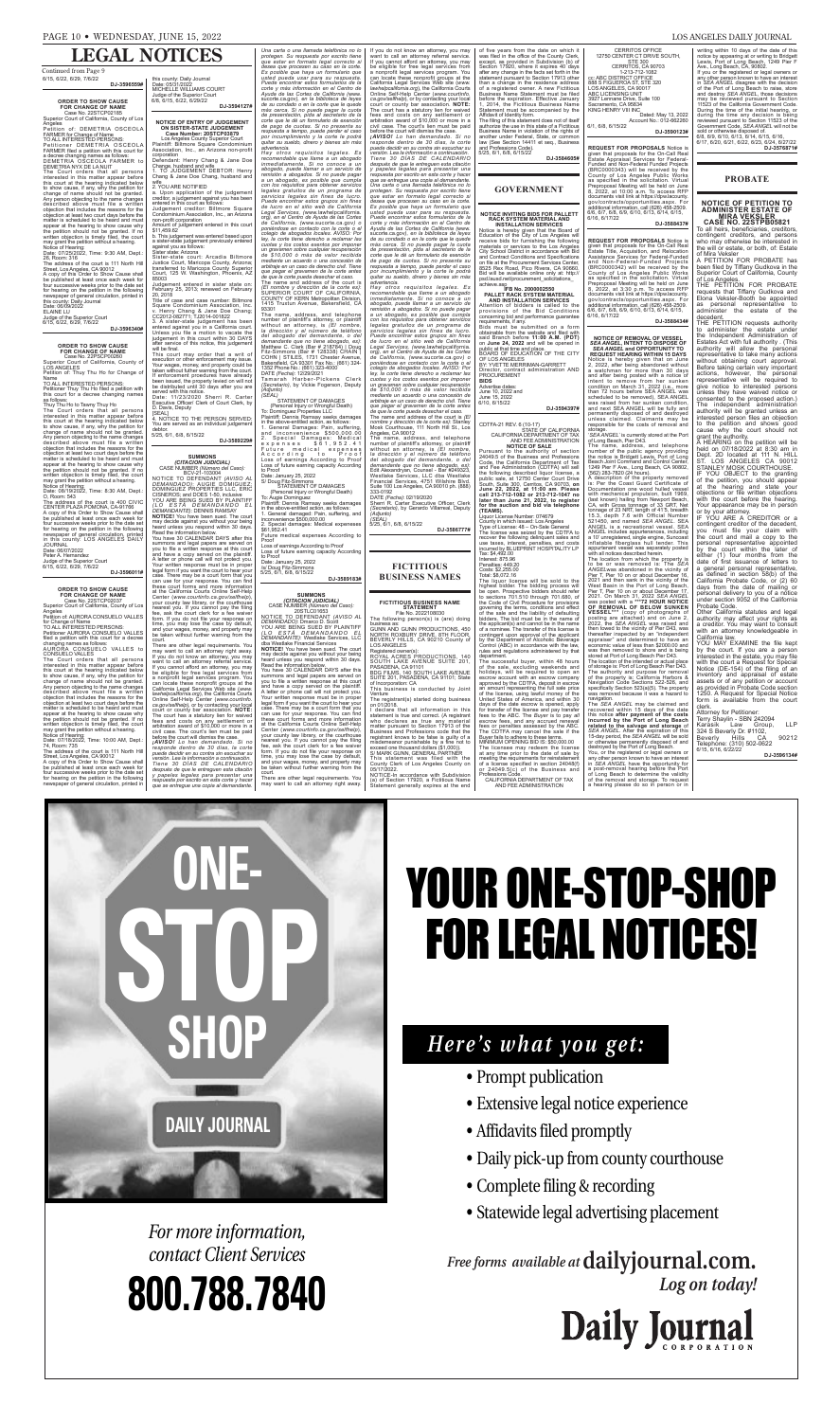# LEGAL NOTICES

Continued from Page 9

6/15, 6/22, 6/29, 7/6/22

**DJ-3590559#**

## ORDER TO SHOW CAUSE FOR CHANGE OF NAME

Case No. 22STCP01835

Superior Court of California, County of Los Angeles

Petition of: DEMETRIA OSCEOLA FARMER for Change of Name

TO ALL INTERESTED PERSONS:

Petitioner DEMETRIA OSCEOLA FARMER filed a petition with this court for a decree changing names as follows:

DEMETRIA OSCEOLA FARMER to DEMETRIA NYX DE LA NUIT

The Court orders that all persons interested in this matter appear before this court at the hearing indicated below to show cause, if any, why the petition for change of name should not be granted. Any person objecting to the name changes described above must file a written objection that includes the reasons for the objection at least two court days before the matter is scheduled to be heard and must appear at the hearing to show cause why the petition should not be granted. If no written objection is timely filed, the court may grant the petition without a hearing.

Notice of Hearing:

Date: 07/29/2022, Time: 9:30 AM, Dept.: 26, Room: 316

The address of the court is 111 North Hill Street, Los Angeles, CA 90012

A copy of this Order to Show Cause shall be published at least once each week for four successive weeks prior to the date set for hearing on the petition in the following newspaper of general circulation, printed in this county: Daily Journal

Date: 06/09/2022

ELAINE LU

Judge of the Superior Court

6/15, 6/22, 6/29, 7/6/22

**DJ-3590340#**

## ORDER TO SHOW CAUSE FOR CHANGE OF NAME

Case No. 22PSCP00262

Superior Court of California, County of LOS ANGELES

Petition of: Thuy Thi Ho for Change of Name

TO ALL INTERESTED PERSONS:

Petitioner Thuy Thi Ho filed a petition with this court for a decree changing names as follows:

Thuy Thi Ho to Tammy Thuy Ho

The Court orders that all persons interested in this matter appear before this court at the hearing indicated below to show cause, if any, why the petition for change of name should not be granted. Any person objecting to the name changes described above must file a written objection that includes the reasons for the objection at least two court days before the matter is scheduled to be heard and must appear at the hearing to show cause why the petition should not be granted. If no written objection is timely filed, the court may grant the petition without a hearing.

Notice of Hearing:

Date: 08/16/2022, Time: 8:30 AM, Dept.: O, Room: 543

The address of the court is 400 CIVIC CENTER PLAZA POMONA, CA 91766

A copy of this Order to Show Cause shall be published at least once each week for four successive weeks prior to the date set for hearing on the petition in the following newspaper of general circulation, printed in this county: LOS ANGELES DAILY JOURNAL

Date: 06/07/2022

Peter A. Hernandez

Judge of the Superior Court

6/15, 6/22, 6/29, 7/6/22

**DJ-3590011#**

## ORDER TO SHOW CAUSE FOR CHANGE OF NAME

Case No. 22STCP02027

Superior Court of California, County of Los Angeles

Petition of AURORA CONSUELO VALLES for Change of Name

TO ALL INTERESTED PERSONS:

Petitioner AURORA CONSUELO VALLES filed a petition with this court for a decree changing names as follows:

AURORA CONSUELO VALLES to CONSUELO VALLES

The Court orders that all persons interested in this matter appear before this court at the hearing indicated below to show cause, if any, why the petition for change of name should not be granted. Any person objecting to the name changes described above must file a written objection that includes the reasons for the objection at least two court days before the matter is scheduled to be heard and must appear at the hearing to show cause why the petition should not be granted. If no written objection is timely filed, the court may grant the petition without a hearing.

Notice of Hearing:

Date: 07/18/2022, Time: 10:00 AM, Dept.: 74, Room: 735

The address of the court is 111 North Hill Street, Los Angeles, CA 90012

A copy of this Order to Show Cause shall be published at least once each week for four successive weeks prior to the date set for hearing on the petition in the following newspaper of general circulation, printed in this county: Daily Journal

Date: 05/31/2022

MICHELLE WILLIAMS COURT

Judge of the Superior Court

6/8, 6/15, 6/22, 6/29/22

**DJ-3594127#**

## NOTICE OF ENTRY OF JUDGEMENT ON SISTER-STATE JUDGEMENT

**Case Number: 20STCP03679**

Los Angeles County Superior Court

Plaintiff: Biltmore Square Condominium Association, Inc., an Arizona non-profit corporation

Defendant: Henry Cheng & Jane Doe Cheng, husband and wife

2. YOU ARE NOTIFIED

a. Upon application of the judgement creditor, a judgement against you has been entered in this court as follows:

Judgement creditor: Biltmore Square Condominium Association, Inc., an Arizona non-profit corporation

Amount of judgement entered in this court $11,459.62

b. This judgement was entered based upon a sister-state judgement previously entered against you as follows:

Sister state: Arizona

Sister-state court: Arcadia Biltmore Justice Court, Maricopa County, Arizona transferred to Maricopa County Superior Court, 125 W. Washington, Phoenix, AZ 85003

Judgement entered in sister state on: February 25, 2013, renewed on February 20, 2018

Title of case and case number: Biltmore Square Condominium Association, Inc. v. Henry Chang & Jane Doe Chang; CC2012-082771; T2014-001822

3. A sister-state judgement has been entered against you in a California court. Unless you file a motion to vacate the judgement in this court within 30 DAYS after service of this notice, this judgement will be final.

This court may order that a writ of execution or other enforcement may issue. Your wages, money, and property could be taken without further warning from the court. If enforcement procedures have already been issued, the property levied will not be distributed until 30 days after you are served with this notice.

Date: 11/23/2020 Sherri R. Carter, Executive Officer/ Clerk of Court Clerk, by D. Davis, Deputy

[SEAL]

4. NOTICE TO THE PERSON SERVED: You are served as an individual judgement debtor.

5/25, 6/1, 6/8, 6/15/22

**DJ-3588229#**

## SUMMONS (CITACION JUDICIAL)

CASE NUMBER (Número del Caso): BCV-21-103004

NOTICE TO DEFENDANT (AVISO AL DEMANDADO): AUGIE DOMINGUEZ; DOMINGUEZ PROPERTIES LLC; ERIC CISNEROS; and DOES 1-50, inclusive

YOU ARE BEING SUED BY PLAINTIFF (LO ESTÁ DEMANDANDO EL DEMANDANTE): DENNIS RAMSAY

**NOTICE!** You have been sued. The court may decide against you without your being heard unless you respond within 30 days. Read the information below.

You have 30 CALENDAR DAYS after this summons and legal papers are served on you to file a written response at this court and have a copy served on the plaintiff. A letter or phone call will not protect you. Your written response must be in proper legal form if you want the court to hear your case. There may be a court form that you can use for your response. You can find these court forms and more information at the California Courts Online Self-Help Center (www.courtinfo.ca.gov/selfhelp), your county law library, or the courthouse nearest you. If you cannot pay the filing fee, ask the court clerk for a fee waiver form. If you do not file your response on time, you may lose the case by default, and your wages, money, and property may be taken without further warning from the court.

There are other legal requirements. You may want to call an attorney right away. If you do not know an attorney, you may want to call an attorney referral service. If you cannot afford an attorney, you may be eligible for free legal services from a nonprofit legal services program. You can locate these nonprofit groups at the California Legal Services Web site (www.lawhelpcalifornia.org), the California Courts Online Self-Help Center (www.courtinfo.ca.gov/selfhelp), or by contacting your local court or county bar association. **NOTE:** The court has a statutory lien for waived fees and costs on any settlement or arbitration award of $10,000 or more in a civil case. The court's lien must be paid before the court will dismiss the case.

*¡AVISO! Lo han demandado. Si no responde dentro de 30 días, la corte puede decidir en su contra sin escuchar su versión. Lea la información a continuación.*

*Tiene 30 DÍAS DE CALENDARIO después de que le entreguen esta citación y papeles legales para presentar una respuesta por escrito en esta corte y hacer que se entregue una copia al demandante. Una carta o una llamada telefónica no lo protegen. Su respuesta por escrito tiene que estar en formato legal correcto si desea que procesen su caso en la corte. Es posible que haya un formulario que usted pueda usar para su respuesta. Puede encontrar estos formularios de la corte y más información en el Centro de Ayuda de las Cortes de California (www.sucorte.ca.gov), en la biblioteca de leyes de su condado o en la corte que le quede más cerca. Si no puede pagar la cuota de presentación, pida al secretario de la corte que le dé un formulario de exención de pago de cuotas. Si no presenta su respuesta a tiempo, puede perder el caso por incumplimiento y la corte le podrá quitar su sueldo, dinero y bienes sin más advertencia.*

*Hay otros requisitos legales. Es recomendable que llame a un abogado inmediatamente. Si no conoce a un abogado, puede llamar a un servicio de remisión a abogados. Si no puede pagar a un abogado, es posible que cumpla con los requisitos para obtener servicios legales gratuitos de un programa de servicios legales sin fines de lucro. Puede encontrar estos grupos sin fines de lucro en el sitio web de California Legal Services, (www.lawhelpcalifornia.org), en el Centro de Ayuda de las Cortes de California, (www.sucorte.ca.gov) o poniéndose en contacto con la corte o el colegio de abogados locales. AVISO: Por ley, la corte tiene derecho a reclamar las cuotas y los costos exentos por imponer un gravamen sobre cualquier recuperación de $10,000 ó más de valor recibida mediante un acuerdo o una concesión de arbitraje en un caso de derecho civil. Tiene que pagar el gravamen de la corte antes de que la corte pueda desechar el caso.*

The name and address of the court is (El nombre y dirección de la corte es): SUPERIOR COURT OF CALIFORNIA, COUNTY OF KERN: Metropolitan Division, 1415 Truxtun Avenue, Bakersfield, CA 93301

The name, address, and telephone number of plaintiff's attorney, or plaintiff without an attorney, is (El nombre, la dirección y el número de teléfono del abogado del demandante, o del demandante que no tiene abogado, es): Matthew C. Clark (Bar # 218784) | Doug Fitz-Simmons (Bar # 128338) CHAIN | COHN | STILES, 1731 Chester Avenue, Bakersfield, CA 93301 Tel. No.: (661) 324-1352 Phone No.: (661) 323-4000

DATE (Fecha): 12/29/2021

Tamarah Harber-Pickens Clerk (Secretario), by Vickie Fogerson, Deputy (Adjunto)

[SEAL]

STATEMENT OF DAMAGES

(Personal Injury or Wrongful Death)

To: Dominguez Properties LLC

Plaintiff: Dennis Ramsay seeks damages in the above-entitled action, as follows:

1. General Damages: Pain, suffering, and inconvenience $500,000.00

2. Special Damages: Medical expenses $61,952.41

Future medical expenses According to Proof

Loss of earnings According to Proof

Loss of future earning capacity According to Proof

Date: January 25, 2022

S/ Doug Fitz-Simmons

STATEMENT OF DAMAGES

(Personal Injury or Wrongful Death)

To: Augie Dominguez

Plaintiff: Dennis Ramsay seeks damages in the above-entitled action, as follows:

1. General damages: Pain, suffering, and inconvenience $500,000.00

2. Special damages: Medical expenses $61,952.41

Future medical expenses According to Proof

Loss of earnings According to Proof

Loss of future earning capacity According to Proof

Date: January 25, 2022

/s/ Doug Fitz-Simmons

5/25, 6/1, 6/8, 6/15/22

**DJ-3589183#**

## SUMMONS (CITACION JUDICIAL)

CASE NUMBER (Número del Caso): 20STLC01493

NOTICE TO DEFENDANT (AVISO AL DEMANDADO): Dmemo D. Sanders

YOU ARE BEING SUED BY PLAINTIFF (LO ESTÁ DEMANDANDO EL DEMANDANTE): Westlake Services, LLC dba Westlake Financial Services

**NOTICE!** You have been sued. The court may decide against you without your being heard unless you respond within 30 days. Read the information below.

You have 30 CALENDAR DAYS after this summons and legal papers are served on you to file a written response at this court and have a copy served on the plaintiff. A letter or phone call will not protect you. Your written response must be in proper legal form if you want the court to hear your case. There may be a court form that you can use for your response. You can find these court forms and more information at the California Courts Online Self-Help Center (www.courtinfo.ca.gov/selfhelp), your county law library, or the courthouse nearest you. If you cannot pay the filing fee, ask the court clerk for a fee waiver form. If you do not file your response on time, you may lose the case by default, and your wages, money, and property may be taken without further warning from the court.

There are other legal requirements. You may want to call an attorney right away. If you do not know an attorney, you may want to call an attorney referral service. If you cannot afford an attorney, you may be eligible for free legal services from a nonprofit legal services program. You can locate these nonprofit groups at the California Legal Services Web site (www.lawhelpcalifornia.org), the California Courts Online Self-Help Center (www.courtinfo.ca.gov/selfhelp), or by contacting your local court or county bar association. **NOTE:** The court has a statutory lien for waived fees and costs on any settlement or arbitration award of $10,000 or more in a civil case. The court's lien must be paid before the court will dismiss the case.

*¡AVISO! Lo han demandado. Si no responde dentro de 30 días, la corte puede decidir en su contra sin escuchar su versión. Lea la información a continuación.*

*Tiene 30 DÍAS DE CALENDARIO después de que le entreguen esta citación y papeles legales para presentar una respuesta por escrito en esta corte y hacer que se entregue una copia al demandante. Una carta o una llamada telefónica no lo protegen. Su respuesta por escrito tiene que estar en formato legal correcto si desea que procesen su caso en la corte. Es posible que haya un formulario que usted pueda usar para su respuesta. Puede encontrar estos formularios de la corte y más información en el Centro de Ayuda de las Cortes de California (www.sucorte.ca.gov), en la biblioteca de leyes de su condado o en la corte que le quede más cerca. Si no puede pagar la cuota de presentación, pida al secretario de la corte que le dé un formulario de exención de pago de cuotas. Si no presenta su respuesta a tiempo, puede perder el caso por incumplimiento y la corte le podrá quitar su sueldo, dinero y bienes sin más advertencia.*

*Hay otros requisitos legales. Es recomendable que llame a un abogado inmediatamente. Si no conoce a un abogado, puede llamar a un servicio de remisión a abogados. Si no puede pagar a un abogado, es posible que cumpla con los requisitos para obtener servicios legales gratuitos de un programa de servicios legales sin fines de lucro. Puede encontrar estos grupos sin fines de lucro en el sitio web de California Legal Services, (www.lawhelpcalifornia.org), en el Centro de Ayuda de las Cortes de California, (www.sucorte.ca.gov) o poniéndose en contacto con la corte o el colegio de abogados locales. AVISO: Por ley, la corte tiene derecho a reclamar las cuotas y los costos exentos por imponer un gravamen sobre cualquier recuperación de $10,000 ó más de valor recibida mediante un acuerdo o una concesión de arbitraje en un caso de derecho civil. Tiene que pagar el gravamen de la corte antes de que la corte pueda desechar el caso.*

The name and address of the court is (El nombre y dirección de la corte es): Stanley Mosk Courthouse, 111 North Hill St., Los Angeles, CA 90012

The name, address, and telephone number of plaintiff's attorney, or plaintiff without an attorney, is (El nombre, la dirección y el número de teléfono del abogado del demandante, o del demandante que no tiene abogado, es): Edit Alexandryan, Counsel - Bar #240003, Westlake Services, LLC dba Westlake Financial Services, 4751 Wilshire Blvd, Suite 100, Los Angeles, CA 90010 ph: (888) 333-0192

DATE (Fecha): 02/19/2020

Sherri R. Carter, Executive Officer, Clerk (Secretario), by Gerardo Villarreal, Deputy (Adjunto)

(SEAL)

5/25, 6/1, 6/8, 6/15/22

**DJ-3586777#**

# FICTITIOUS BUSINESS NAMES

## FICTITIOUS BUSINESS NAME STATEMENT

File No. 2022099530

The following person(s) is (are) doing business as:

GUNN AND GUNN PRODUCTIONS, 450 NORTH ROXBURY DRIVE, 8TH FLOOR, BEVERLY HILLS, CA 90210 County of LOS ANGELES

Registered owner(s):

ROYAL ACRES PRODUCTIONS, 140 SOUTH LAKE AVENUE SUITE 201, PASADENA, CA 91101

BSG FILMS, 140 SOUTH LAKE AVENUE SUITE 201, PASADENA, CA 91101; State of Incorporation: CA

This business is conducted by Joint Venture

The registrant(s) started doing business on 01/2018.

I declare that all information in this statement is true and correct. (A registrant who declares as true any material matter pursuant to Section 17913 of the Business and Professions code that the registrant knows to be false is guilty of a misdemeanor punishable by a fine not to exceed one thousand dollars ($1,000).)

S/ MARK GUNN, GENERAL PARTNER

This statement was filed with the County Clerk of Los Angeles County on 05/17/2022.

NOTICE-In accordance with Subdivision (a) of Section 17920, a Fictitious Name Statement generally expires at the end of five years from the date on which it was filed in the office of the County Clerk, except, as provided in Subdivision (b) of Section 17920, where it expires 40 days after any change in the facts set forth in the statement pursuant to section 17913 other than a change in the residence address of a registered owner. A new Fictitious Business Name Statement must be filed before the expiration. Effective January 1, 2014, the Fictitious Business Name Statement must be accompanied by the Affidavit of Identity form.

The filing of this statement does not of itself authorize the use in this state of a Fictitious Business Name in violation of the rights of another under Federal, State, or common law (See Section 14411 et seq., Business and Professions Code).

5/25, 6/1, 6/8, 6/15/22

**DJ-3580405#**

# GOVERNMENT

## NOTICE INVITING BIDS FOR PALLET RACK SYSTEM MATERIAL AND INSTALLATION SERVICES

Notice is hereby given that the Board of Education of the City of Los Angeles will receive bids for furnishing the following materials or services to the Los Angeles City School District in accordance with Bid and Contract Conditions and Specifications on file at the Procurement Services Center, 333 S Beaudry Ave, 28th Floor, Los Angeles, CA 90017. Bid will be available online only at: https://psd.lausd.net/procurement_solicitations_at/www.eq.lausd.

**IFB No. 2000002558**

**PALLET RACK SYSTEM MATERIAL AND INSTALLATION SERVICES**

Attention of bidders is called to the provisions of the Bid Conditions concerning bond and performance guarantee requirements, if any.

Bids must be submitted on a form obtainable from the website and filed with and therein before **11:00 A.M. (PDT) on June 24, 2022** and will be opened in public at that time and place.

BOARD OF EDUCATION OF THE CITY OF LOS ANGELES

BY YVETTE MERRIMAN-GARRETT

Director, contract administration AND PROCUREMENT

**BIDS**

Advertise dates:

June 15, 2022 and

June 15, 2022

6/10, 6/15/22

**DJ-3595397#**

COTPA-21 REV. 6 (10-17)

STATE OF CALIFORNIA

CALIFORNIA DEPARTMENT OF TAX AND FEE ADMINISTRATION

**NOTICE OF SALE**

Pursuant to the authority of section 24049.5 of the Business and Professions Code, the California Department of Tax and Fee Administration (CDTFA) will sell the following described liquor license, a public sale, at 12750 Center Court Drive South, Suite 200, Cerritos, CA 90703, **on June 22, 2022, at 11:00 am. Please call 213-712-1062 or 213-712-1047 no later than June 21, 2022, to register for the auction and bid via telephone (TEAMS).**

Liquor License Number: 0749673

County in which issued: Los Angeles

Type of License: 48 – On-Sale General

The license was seized by the CDTFA to recover the following delinquent taxes and use taxes, interest, penalties, and costs incurred by BLUEPRINT HOSPITALITY LP

Tax: $4,492.00

Interest: 875.96

Penalties: 449.20

Costs: $1,255.00

Total: $8,072.16

The liquor license will be sold to the highest bidder. The bidding process will be open. Prospective bidders should refer to sections 701.510 through 701.680, of the Code of Civil Procedure for provisions governing the terms, conditions and effect of the sale and the liability of defaulting bidders. The bid must be in the name of the applicant(s) and cannot be in the name of a nominee. The transfer of this license is contingent upon approval of the applicant by the Department of Alcoholic Beverage Control (ABC) in accordance with the law, rules and regulations administered by that department.

The successful buyer, within 48 hours of the sale, excluding weekends and holidays, will be required to open an escrow account with an escrow company approved by the CDTFA, deposit in escrow an amount representing the full sale price of the license, using lawful money of the United States of America, and within 30 days of the date escrow is opened, apply for transfer of the license and pay transfer fees to the ABC. The Buyer is to pay all escrow fees, and any accrued renewal fees or penalties assessed by the ABC. The CDTFA may cancel the sale if the Buyer fails to adhere to these terms.

MINIMUM OPENING BID IS: $50,000.00

The licensee may redeem the license at any time prior to the date of sale by meeting the requirements for reinstatement of a license specified in section 24049(f) or 24049.5(d) of the Business and Professions Code.

CALIFORNIA DEPARTMENT OF TAX AND FEE ADMINISTRATION

CERRITOS OFFICE

12750 CENTER CT DRIVE SOUTH, STE 300

CERRITOS, CA 90703

1-213-712-1062

cc: ABC DISTRICT OFFICE

888 S FIGUEROA ST, STE 320

LOS ANGELES, CA 90017

ABC LICENSING UNIT

3927 Lennane Drive, Suite 100

Sacramento, CA 95834

KINGHENRY VIII INC

Dated: May 13, 2022

Account No.: 012-862260

6/1, 6/8, 6/15/22

**DJ-3590123#**

**REQUEST FOR PROPOSALS** Notice is given that proposals for the On-Call Real Estate Appraisal Services for Federal-Funded and Non-Federal-Funded Projects (BRC0000340) will be received by the County of Los Angeles Public Works as specified in the solicitation. Virtual Preproposal Meeting will be held on June 8, 2022, at 10:00 a.m. To access RFP documents visit link at https://dpw.lacounty.gov/contracts/opportunities.aspx. For additional information, call (626) 458-2509. 6/6, 6/7, 6/8, 6/9, 6/10, 6/13, 6/14, 6/15, 6/16, 6/17/22

**DJ-3588437#**

**REQUEST FOR PROPOSALS** Notice is given that proposals for the On-Call Real Estate Title, Acquisition, and Relocation Assistance Services for Federal-Funded and Non-Federal-Funded Projects (BRC0000342) will be received by the County of Los Angeles Public Works as specified in the solicitation. Virtual Preproposal Meeting will be held on June 8, 2022, at 3:00 p.m. To access RFP documents visit link at https://dpw.lacounty.gov/contracts/opportunities.aspx. For additional information, call (626) 458-2509. 6/6, 6/7, 6/8, 6/9, 6/10, 6/13, 6/14, 6/15, 6/16, 6/17/22

**DJ-3588434#**

## NOTICE OF REMOVAL OF VESSEL SEA ANGEL, INTENT TO DISPOSE OF SEA ANGEL and OPPORTUNITY TO REQUEST HEARING WITHIN 15 DAYS

Notice is hereby given that on June 4, 2022, after being abandoned without a watchman for more than 30 days and after being posted with a notice of intent to remove from her sunken condition on March 31, 2022 (i.e., more than 72 hours before SEA ANGEL was scheduled to be removed), SEA ANGEL was raised from her sunken condition, and next SEA ANGEL will be fully and permanently disposed of and destroyed unless claimed. Claimants may be held responsible for the costs of removal and storage.

*SEA ANGEL* is currently stored at the Port of Long Beach, Pier D43.

The names, address, and telephone number of the public agency providing the notice is Bridget Lewis, Port of Long Beach Joint Command and Control Center, 1249 Pier F Ave, Long Beach, CA 90802, (562) 283-7820 (24 hours).

A description of the property removed is: Per the Coast Guard Certificate of Documentation, a 44ft motor sail yacht, with mechanical propulsion, built 1969, (last known) hailing from Newport Beach, CA, with Gross tonnage of 33 GRT, Net tonnage of 23 NRT, length of 41.5, breadth 13.5, depth 6.9, Coast Guard Number 521450, and named *SEA ANGEL*. *SEA ANGEL* is a recreational vessel. *SEA ANGEL* includes appurtenances, including a 10' unregistered, single engine, Suncoast inflatable fiberglass hull tender. This appurtenant vessel was separately posted with all notices described herein.

The location from which the property is to be or was removed is: The *SEA ANGEL* was abandoned at or nearby Pier T, Pier 10 on or about December 16, 2021 and then sank in the vicinity of the West Basin in the Port of Long Beach, Pier T, Pier 10 on or about December 17, 2021. On March 31, 2022, *SEA ANGEL* was posted with a **"72 HOUR NOTICE OF REMOVAL OF SEA ANGEL SUNKEN VESSEL"** (copy of photographs of posting are attached) and on June 4, 2022, the *SEA ANGEL* was raised and then towed to the vicinity of Pier D43, was thereafter inspected by an "independent appraiser" and determined to have an economic value of less than $2000.00 and was then removed to shore and is being stored at Port of Long Beach Pier D43.

The location of the intended or actual place of storage is: Port of Long Beach Pier D43.

The authority and purpose for removal of the property is: California Harbors & Navigation Code Sections 522-526, and specifically Section 523(a)(5). The property was removed because it was a hazard to navigation.

The *SEA ANGEL* may be claimed and recovered within 15 days of the date this notice **after payment of the costs incurred by the Port of Long Beach related to the salvage and storage of *SEA ANGEL***. After the expiration of this 15-day period, the *SEA ANGEL* will be sold or otherwise permanently disposed of and destroyed by the Port of Long Beach.

You, or the registered or legal owners or any other person known to have an interest in *SEA ANGEL*, have the opportunity for a post-removal hearing before the Port of Long Beach to determine the validity of the removal and storage. To request a hearing please do so in person or in writing within 10 days of the date of this notice by appearing at or writing to Bridget Lewis, Port of Long Beach, 1249 Pier F Ave, Long Beach, CA, 90802.

If you or the registered or legal owners or any other person known to have an interest in *SEA ANGEL* disagree with the removal and disposal of *SEA ANGEL*, please make a request for a hearing in the time above. If no hearing is requested, the vessel will be disposed of on the Port of Long Beach's remove, store, and destroy *SEA ANGEL*, since removal of *SEA ANGEL* are the Government Code. During the time of the initial hearing, or during the time any decision is being reviewed pursuant to Section 11523 of the Government Code, *SEA ANGEL* will not be sold or otherwise disposed of.

6/8, 6/9, 6/10, 6/13, 6/14, 6/15, 6/16, 6/17, 6/20, 6/21, 6/22, 6/23, 6/24, 6/27/22

**DJ-3576871#**

# PROBATE

## NOTICE OF PETITION TO ADMINISTER ESTATE OF MIRA VEKSLER CASE NO. 22STPB05821

To all heirs, beneficiaries, creditors, contingent creditors, and persons who may otherwise be interested in the will or estate, or both, of Estate of Mira Veksler

A PETITION FOR PROBATE has been filed by Tiffany Gudkova in the Superior Court of California, County of Los Angeles.

THE PETITION FOR PROBATE requests that Tiffany Gudkova and Elena Veksler-Booth be appointed as personal representative to administer the estate of the decedent.

THE PETITION requests authority to administer the estate under the Independent Administration of Estates Act with full authority. (This authority will allow the personal representative to take many actions without obtaining court approval. Before taking certain very important actions, however, the personal representative will be required to give notice to interested persons unless they have waived notice or consented to the proposed action.) The independent administration authority will be granted unless an interested person files an objection to the petition and shows good cause why the court should not grant the authority.

A HEARING on the petition will be held on 07/18/2022 at 8:30 am in Dept. 2D located at 111 N. HILL ST. LOS ANGELES CA 90012 STANLEY MOSK COURTHOUSE.

IF YOU OBJECT to the granting of the petition, you should appear at the hearing and state your objections or file written objections with the court before the hearing. Your appearance may be in person or by your attorney.

IF YOU ARE A CREDITOR or a contingent creditor of the decedent, you must file your claim with the court and mail a copy to the personal representative appointed by the court within the later of either (1) four months from the date of first issuance of letters to a general personal representative, as defined in section 58(b) of the California Probate Code, or (2) 60 days from the date of mailing or personal delivery to you of a notice under section 9052 of the California Probate Code.

Other California statutes and legal authority may affect your rights as a creditor. You may want to consult with an attorney knowledgeable in California law.

YOU MAY EXAMINE the file kept by the court. If you are a person interested in the estate, you may file with the court a Request for Special Notice (DE-154) of the filing of an inventory and appraisal of estate assets or of any petition or account as provided in Probate Code section 1250. A Request for Special Notice form is available from the court clerk.

Attorney for Petitioner:

Terry Shaykin - SBN 242094

Karasik Group, LLP

324 S Beverly Dr #1102,

Beverly Hills, CA 90212

Telephone: (310) 502-0622

6/15, 6/18, 6/22/22

**DJ-3596134#**

# YOUR ONE-STOP-SHOP FOR LEGAL NOTICES!

ONE-STOP SHOP

DAILY JOURNAL

*Here's what you get:*

- Prompt publication
- Extensive legal notice experience
- Affidavits filed promptly
- Daily pick-up from county courthouse
- Complete filing & recording
- Statewide legal advertising placement

*For more information, contact Client Services*

**800.788.7840**

*Free forms available at* **dailyjournal.com.** *Log on today!*

**Daily Journal** CORPORATION